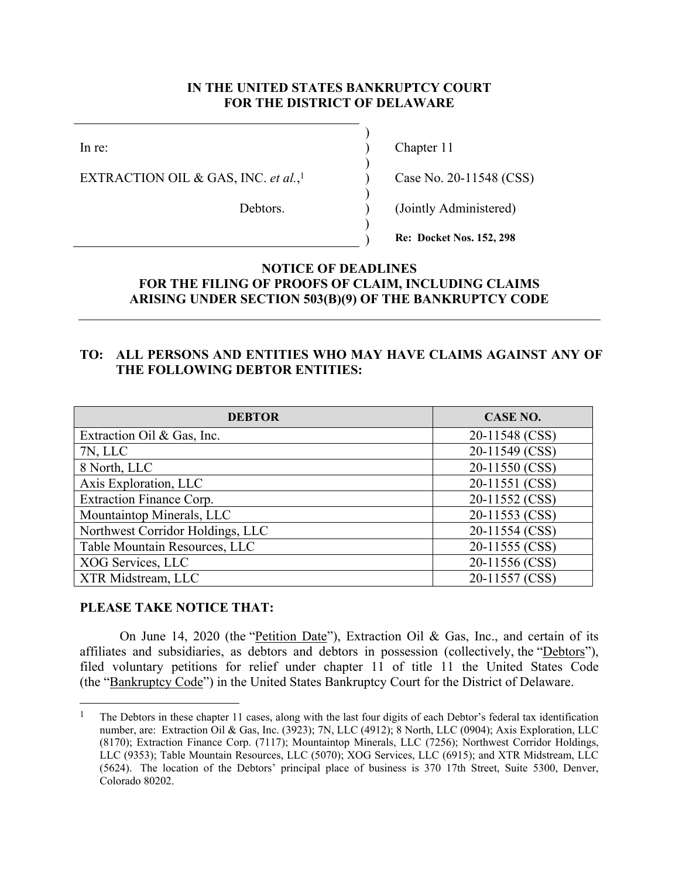**IN THE UNITED STATES BANKRUPTCY COURT**
**FOR THE DISTRICT OF DELAWARE**

| | |
|---|---|
| In re: | Chapter 11 |
| EXTRACTION OIL & GAS, INC. *et al.*,[1] | Case No. 20-11548 (CSS) |
| Debtors. | (Jointly Administered) |
| | **Re: Docket Nos. 152, 298** |

## NOTICE OF DEADLINES FOR THE FILING OF PROOFS OF CLAIM, INCLUDING CLAIMS ARISING UNDER SECTION 503(B)(9) OF THE BANKRUPTCY CODE

### TO: ALL PERSONS AND ENTITIES WHO MAY HAVE CLAIMS AGAINST ANY OF THE FOLLOWING DEBTOR ENTITIES:

| DEBTOR | CASE NO. |
|---|---|
| Extraction Oil & Gas, Inc. | 20-11548 (CSS) |
| 7N, LLC | 20-11549 (CSS) |
| 8 North, LLC | 20-11550 (CSS) |
| Axis Exploration, LLC | 20-11551 (CSS) |
| Extraction Finance Corp. | 20-11552 (CSS) |
| Mountaintop Minerals, LLC | 20-11553 (CSS) |
| Northwest Corridor Holdings, LLC | 20-11554 (CSS) |
| Table Mountain Resources, LLC | 20-11555 (CSS) |
| XOG Services, LLC | 20-11556 (CSS) |
| XTR Midstream, LLC | 20-11557 (CSS) |

**PLEASE TAKE NOTICE THAT:**

On June 14, 2020 (the "Petition Date"), Extraction Oil & Gas, Inc., and certain of its affiliates and subsidiaries, as debtors and debtors in possession (collectively, the "Debtors"), filed voluntary petitions for relief under chapter 11 of title 11 the United States Code (the "Bankruptcy Code") in the United States Bankruptcy Court for the District of Delaware.

---

[1] The Debtors in these chapter 11 cases, along with the last four digits of each Debtor's federal tax identification number, are: Extraction Oil & Gas, Inc. (3923); 7N, LLC (4912); 8 North, LLC (0904); Axis Exploration, LLC (8170); Extraction Finance Corp. (7117); Mountaintop Minerals, LLC (7256); Northwest Corridor Holdings, LLC (9353); Table Mountain Resources, LLC (5070); XOG Services, LLC (6915); and XTR Midstream, LLC (5624). The location of the Debtors' principal place of business is 370 17th Street, Suite 5300, Denver, Colorado 80202.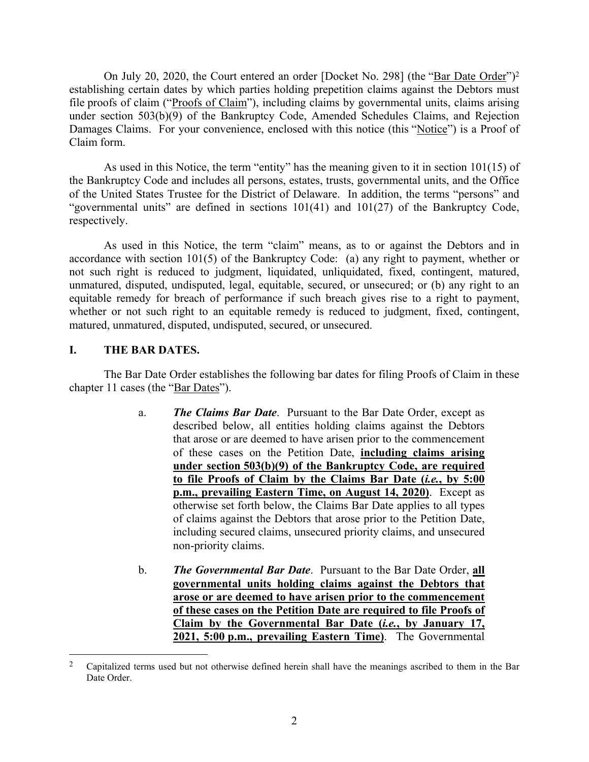On July 20, 2020, the Court entered an order [Docket No. 298] (the "Bar Date Order")[2] establishing certain dates by which parties holding prepetition claims against the Debtors must file proofs of claim ("Proofs of Claim"), including claims by governmental units, claims arising under section 503(b)(9) of the Bankruptcy Code, Amended Schedules Claims, and Rejection Damages Claims. For your convenience, enclosed with this notice (this "Notice") is a Proof of Claim form.

As used in this Notice, the term "entity" has the meaning given to it in section 101(15) of the Bankruptcy Code and includes all persons, estates, trusts, governmental units, and the Office of the United States Trustee for the District of Delaware. In addition, the terms "persons" and "governmental units" are defined in sections 101(41) and 101(27) of the Bankruptcy Code, respectively.

As used in this Notice, the term "claim" means, as to or against the Debtors and in accordance with section 101(5) of the Bankruptcy Code: (a) any right to payment, whether or not such right is reduced to judgment, liquidated, unliquidated, fixed, contingent, matured, unmatured, disputed, undisputed, legal, equitable, secured, or unsecured; or (b) any right to an equitable remedy for breach of performance if such breach gives rise to a right to payment, whether or not such right to an equitable remedy is reduced to judgment, fixed, contingent, matured, unmatured, disputed, undisputed, secured, or unsecured.

## I. THE BAR DATES.

The Bar Date Order establishes the following bar dates for filing Proofs of Claim in these chapter 11 cases (the "Bar Dates").

a. ***The Claims Bar Date***. Pursuant to the Bar Date Order, except as described below, all entities holding claims against the Debtors that arose or are deemed to have arisen prior to the commencement of these cases on the Petition Date, **including claims arising under section 503(b)(9) of the Bankruptcy Code, are required to file Proofs of Claim by the Claims Bar Date (*i.e.*, by 5:00 p.m., prevailing Eastern Time, on August 14, 2020)**. Except as otherwise set forth below, the Claims Bar Date applies to all types of claims against the Debtors that arose prior to the Petition Date, including secured claims, unsecured priority claims, and unsecured non-priority claims.

b. ***The Governmental Bar Date***. Pursuant to the Bar Date Order, **all governmental units holding claims against the Debtors that arose or are deemed to have arisen prior to the commencement of these cases on the Petition Date are required to file Proofs of Claim by the Governmental Bar Date (*i.e.*, by January 17, 2021, 5:00 p.m., prevailing Eastern Time)**. The Governmental

[2] Capitalized terms used but not otherwise defined herein shall have the meanings ascribed to them in the Bar Date Order.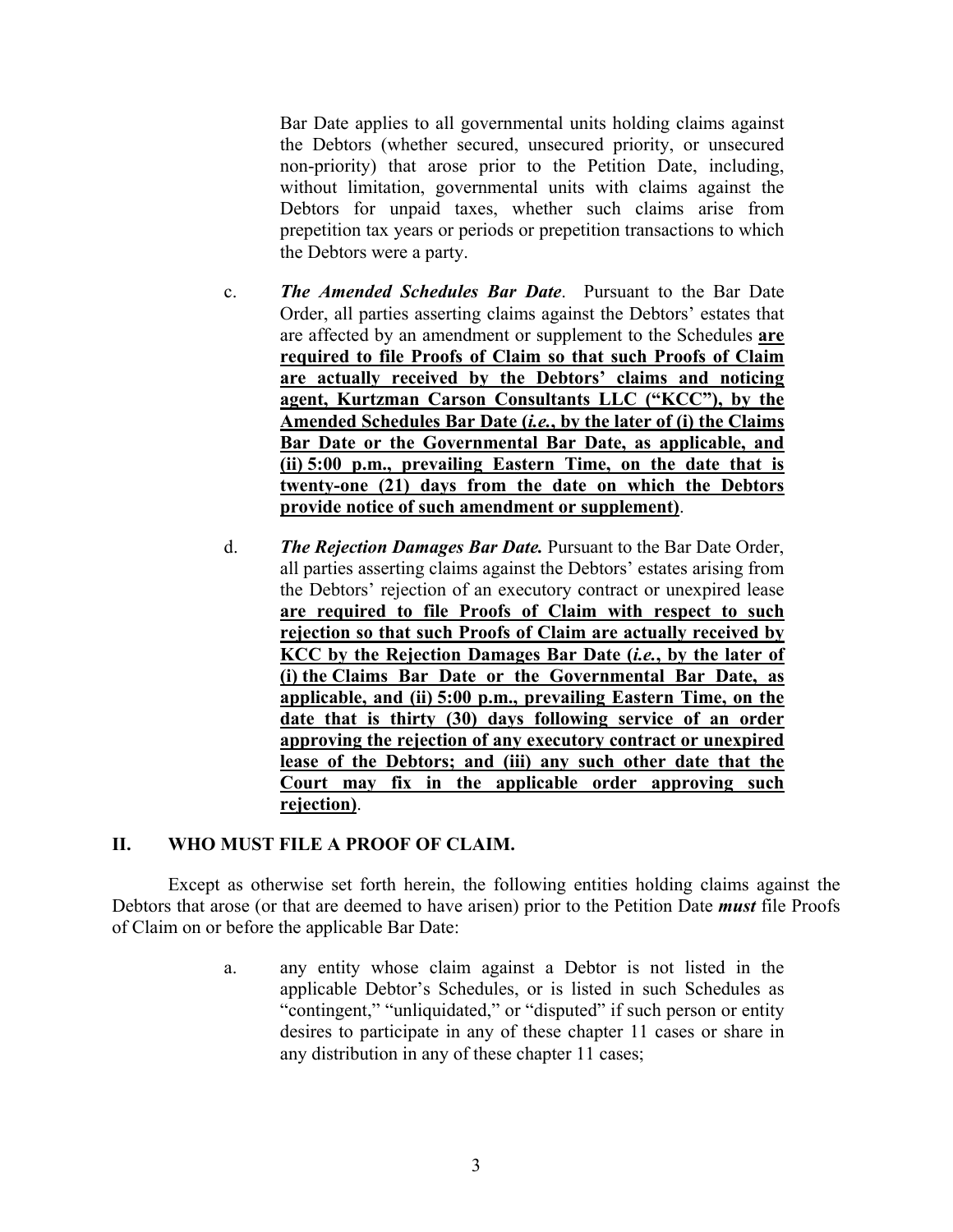Bar Date applies to all governmental units holding claims against the Debtors (whether secured, unsecured priority, or unsecured non-priority) that arose prior to the Petition Date, including, without limitation, governmental units with claims against the Debtors for unpaid taxes, whether such claims arise from prepetition tax years or periods or prepetition transactions to which the Debtors were a party.

c. ***The Amended Schedules Bar Date***. Pursuant to the Bar Date Order, all parties asserting claims against the Debtors' estates that are affected by an amendment or supplement to the Schedules **<u>are required to file Proofs of Claim so that such Proofs of Claim are actually received by the Debtors' claims and noticing agent, Kurtzman Carson Consultants LLC ("KCC"), by the Amended Schedules Bar Date (*i.e.*, by the later of (i) the Claims Bar Date or the Governmental Bar Date, as applicable, and (ii) 5:00 p.m., prevailing Eastern Time, on the date that is twenty-one (21) days from the date on which the Debtors provide notice of such amendment or supplement)</u>**.

d. ***The Rejection Damages Bar Date.*** Pursuant to the Bar Date Order, all parties asserting claims against the Debtors' estates arising from the Debtors' rejection of an executory contract or unexpired lease **<u>are required to file Proofs of Claim with respect to such rejection so that such Proofs of Claim are actually received by KCC by the Rejection Damages Bar Date (*i.e.*, by the later of (i) the Claims Bar Date or the Governmental Bar Date, as applicable, and (ii) 5:00 p.m., prevailing Eastern Time, on the date that is thirty (30) days following service of an order approving the rejection of any executory contract or unexpired lease of the Debtors; and (iii) any such other date that the Court may fix in the applicable order approving such rejection)</u>**.

## II. WHO MUST FILE A PROOF OF CLAIM.

Except as otherwise set forth herein, the following entities holding claims against the Debtors that arose (or that are deemed to have arisen) prior to the Petition Date ***must*** file Proofs of Claim on or before the applicable Bar Date:

a. any entity whose claim against a Debtor is not listed in the applicable Debtor's Schedules, or is listed in such Schedules as "contingent," "unliquidated," or "disputed" if such person or entity desires to participate in any of these chapter 11 cases or share in any distribution in any of these chapter 11 cases;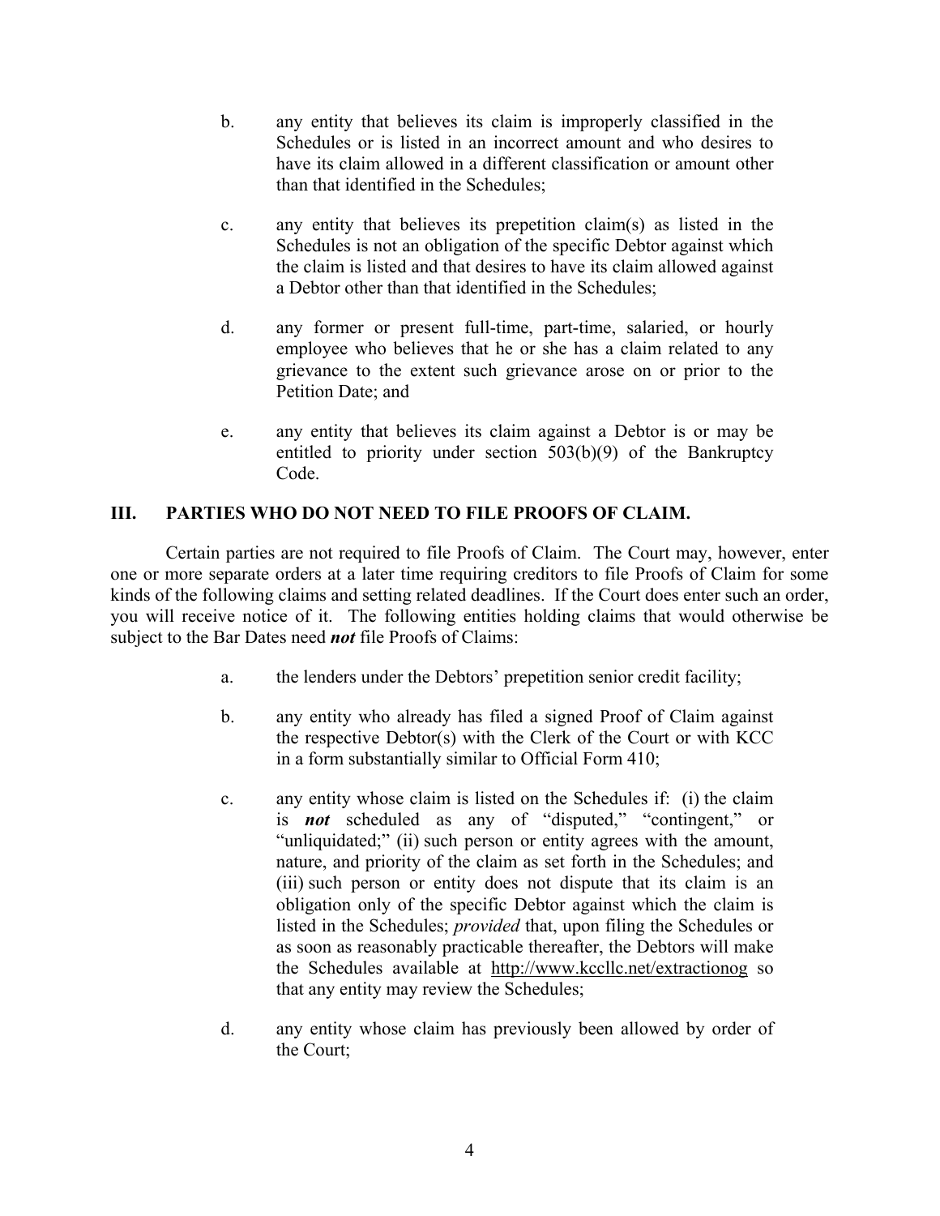b. any entity that believes its claim is improperly classified in the Schedules or is listed in an incorrect amount and who desires to have its claim allowed in a different classification or amount other than that identified in the Schedules;

c. any entity that believes its prepetition claim(s) as listed in the Schedules is not an obligation of the specific Debtor against which the claim is listed and that desires to have its claim allowed against a Debtor other than that identified in the Schedules;

d. any former or present full-time, part-time, salaried, or hourly employee who believes that he or she has a claim related to any grievance to the extent such grievance arose on or prior to the Petition Date; and

e. any entity that believes its claim against a Debtor is or may be entitled to priority under section 503(b)(9) of the Bankruptcy Code.

## III. PARTIES WHO DO NOT NEED TO FILE PROOFS OF CLAIM.

Certain parties are not required to file Proofs of Claim. The Court may, however, enter one or more separate orders at a later time requiring creditors to file Proofs of Claim for some kinds of the following claims and setting related deadlines. If the Court does enter such an order, you will receive notice of it. The following entities holding claims that would otherwise be subject to the Bar Dates need ***not*** file Proofs of Claims:

a. the lenders under the Debtors' prepetition senior credit facility;

b. any entity who already has filed a signed Proof of Claim against the respective Debtor(s) with the Clerk of the Court or with KCC in a form substantially similar to Official Form 410;

c. any entity whose claim is listed on the Schedules if: (i) the claim is ***not*** scheduled as any of "disputed," "contingent," or "unliquidated;" (ii) such person or entity agrees with the amount, nature, and priority of the claim as set forth in the Schedules; and (iii) such person or entity does not dispute that its claim is an obligation only of the specific Debtor against which the claim is listed in the Schedules; *provided* that, upon filing the Schedules or as soon as reasonably practicable thereafter, the Debtors will make the Schedules available at http://www.kccllc.net/extractionog so that any entity may review the Schedules;

d. any entity whose claim has previously been allowed by order of the Court;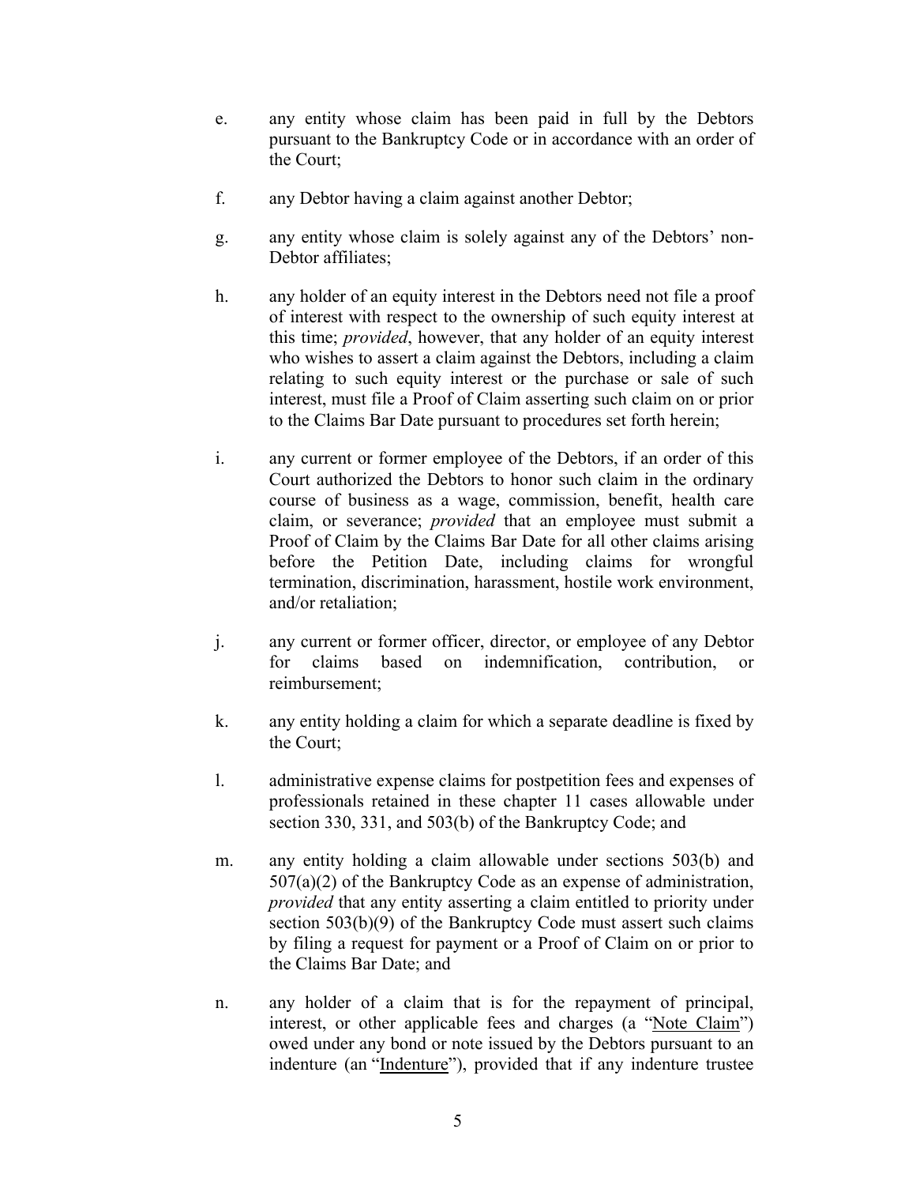e. any entity whose claim has been paid in full by the Debtors pursuant to the Bankruptcy Code or in accordance with an order of the Court;

f. any Debtor having a claim against another Debtor;

g. any entity whose claim is solely against any of the Debtors' non-Debtor affiliates;

h. any holder of an equity interest in the Debtors need not file a proof of interest with respect to the ownership of such equity interest at this time; *provided*, however, that any holder of an equity interest who wishes to assert a claim against the Debtors, including a claim relating to such equity interest or the purchase or sale of such interest, must file a Proof of Claim asserting such claim on or prior to the Claims Bar Date pursuant to procedures set forth herein;

i. any current or former employee of the Debtors, if an order of this Court authorized the Debtors to honor such claim in the ordinary course of business as a wage, commission, benefit, health care claim, or severance; *provided* that an employee must submit a Proof of Claim by the Claims Bar Date for all other claims arising before the Petition Date, including claims for wrongful termination, discrimination, harassment, hostile work environment, and/or retaliation;

j. any current or former officer, director, or employee of any Debtor for claims based on indemnification, contribution, or reimbursement;

k. any entity holding a claim for which a separate deadline is fixed by the Court;

l. administrative expense claims for postpetition fees and expenses of professionals retained in these chapter 11 cases allowable under section 330, 331, and 503(b) of the Bankruptcy Code; and

m. any entity holding a claim allowable under sections 503(b) and 507(a)(2) of the Bankruptcy Code as an expense of administration, *provided* that any entity asserting a claim entitled to priority under section 503(b)(9) of the Bankruptcy Code must assert such claims by filing a request for payment or a Proof of Claim on or prior to the Claims Bar Date; and

n. any holder of a claim that is for the repayment of principal, interest, or other applicable fees and charges (a "<u>Note Claim</u>") owed under any bond or note issued by the Debtors pursuant to an indenture (an "<u>Indenture</u>"), provided that if any indenture trustee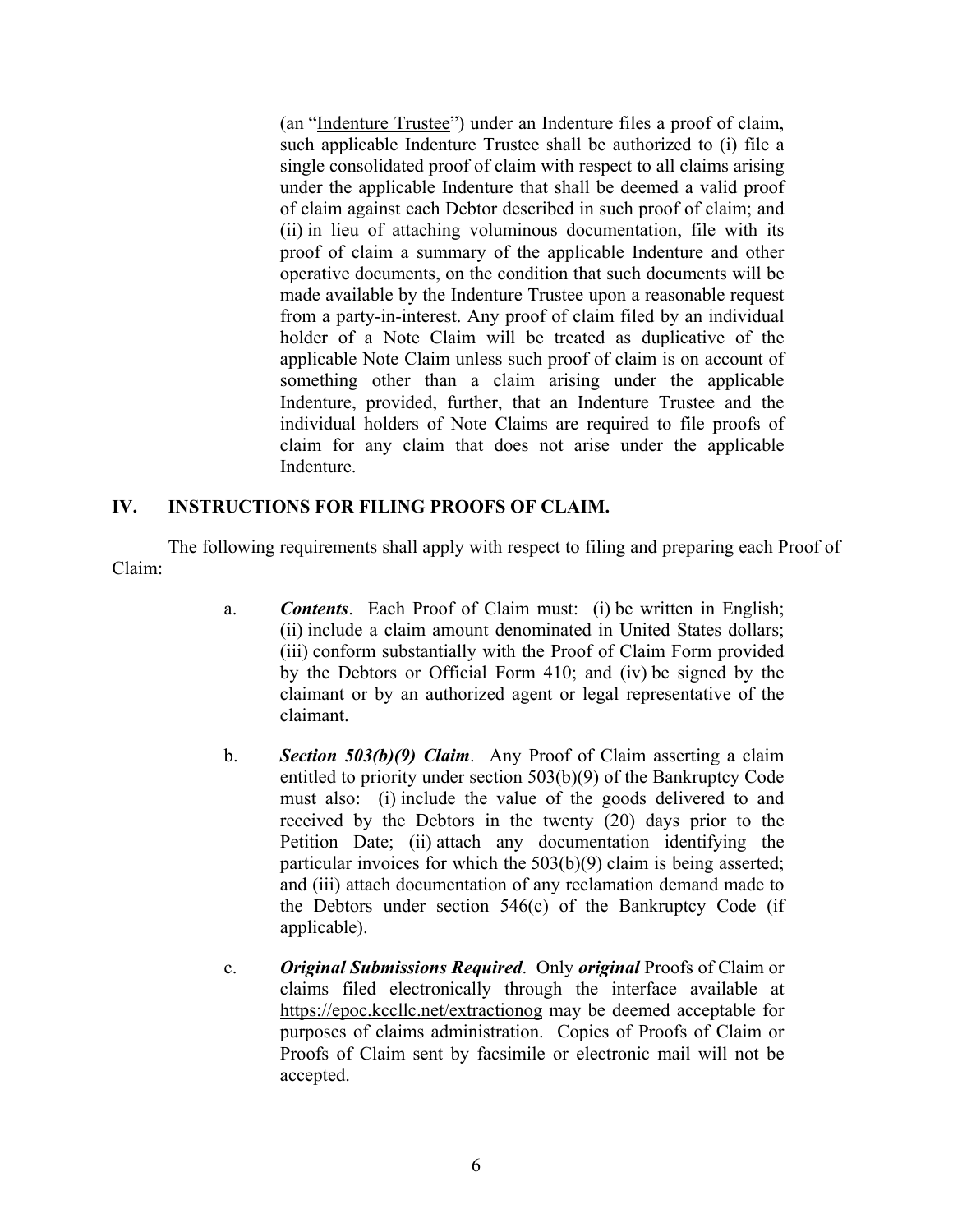(an "Indenture Trustee") under an Indenture files a proof of claim, such applicable Indenture Trustee shall be authorized to (i) file a single consolidated proof of claim with respect to all claims arising under the applicable Indenture that shall be deemed a valid proof of claim against each Debtor described in such proof of claim; and (ii) in lieu of attaching voluminous documentation, file with its proof of claim a summary of the applicable Indenture and other operative documents, on the condition that such documents will be made available by the Indenture Trustee upon a reasonable request from a party-in-interest. Any proof of claim filed by an individual holder of a Note Claim will be treated as duplicative of the applicable Note Claim unless such proof of claim is on account of something other than a claim arising under the applicable Indenture, provided, further, that an Indenture Trustee and the individual holders of Note Claims are required to file proofs of claim for any claim that does not arise under the applicable Indenture.

## IV. INSTRUCTIONS FOR FILING PROOFS OF CLAIM.

The following requirements shall apply with respect to filing and preparing each Proof of Claim:

a. ***Contents***. Each Proof of Claim must: (i) be written in English; (ii) include a claim amount denominated in United States dollars; (iii) conform substantially with the Proof of Claim Form provided by the Debtors or Official Form 410; and (iv) be signed by the claimant or by an authorized agent or legal representative of the claimant.

b. ***Section 503(b)(9) Claim***. Any Proof of Claim asserting a claim entitled to priority under section 503(b)(9) of the Bankruptcy Code must also: (i) include the value of the goods delivered to and received by the Debtors in the twenty (20) days prior to the Petition Date; (ii) attach any documentation identifying the particular invoices for which the 503(b)(9) claim is being asserted; and (iii) attach documentation of any reclamation demand made to the Debtors under section 546(c) of the Bankruptcy Code (if applicable).

c. ***Original Submissions Required***. Only ***original*** Proofs of Claim or claims filed electronically through the interface available at https://epoc.kccllc.net/extractionog may be deemed acceptable for purposes of claims administration. Copies of Proofs of Claim or Proofs of Claim sent by facsimile or electronic mail will not be accepted.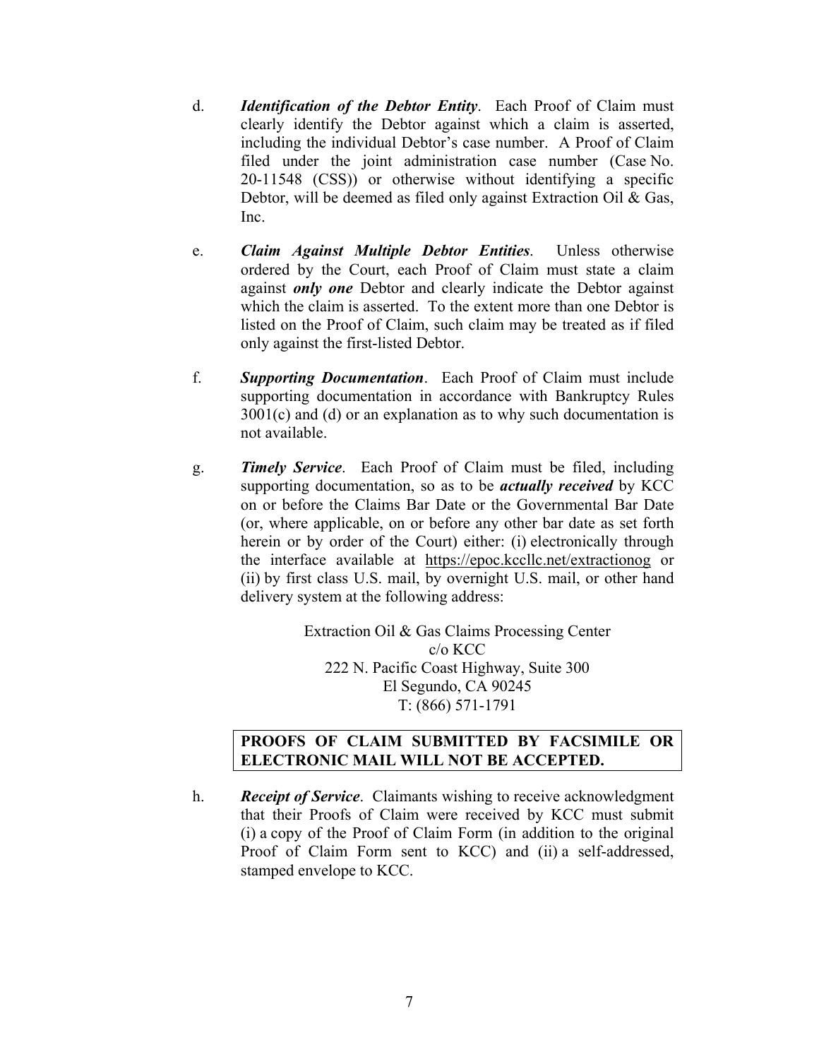d. ***Identification of the Debtor Entity***. Each Proof of Claim must clearly identify the Debtor against which a claim is asserted, including the individual Debtor's case number. A Proof of Claim filed under the joint administration case number (Case No. 20-11548 (CSS)) or otherwise without identifying a specific Debtor, will be deemed as filed only against Extraction Oil & Gas, Inc.

e. ***Claim Against Multiple Debtor Entities***. Unless otherwise ordered by the Court, each Proof of Claim must state a claim against ***only one*** Debtor and clearly indicate the Debtor against which the claim is asserted. To the extent more than one Debtor is listed on the Proof of Claim, such claim may be treated as if filed only against the first-listed Debtor.

f. ***Supporting Documentation***. Each Proof of Claim must include supporting documentation in accordance with Bankruptcy Rules 3001(c) and (d) or an explanation as to why such documentation is not available.

g. ***Timely Service***. Each Proof of Claim must be filed, including supporting documentation, so as to be ***actually received*** by KCC on or before the Claims Bar Date or the Governmental Bar Date (or, where applicable, on or before any other bar date as set forth herein or by order of the Court) either: (i) electronically through the interface available at https://epoc.kccllc.net/extractionog or (ii) by first class U.S. mail, by overnight U.S. mail, or other hand delivery system at the following address:

Extraction Oil & Gas Claims Processing Center
c/o KCC
222 N. Pacific Coast Highway, Suite 300
El Segundo, CA 90245
T: (866) 571-1791

**PROOFS OF CLAIM SUBMITTED BY FACSIMILE OR ELECTRONIC MAIL WILL NOT BE ACCEPTED.**

h. ***Receipt of Service***. Claimants wishing to receive acknowledgment that their Proofs of Claim were received by KCC must submit (i) a copy of the Proof of Claim Form (in addition to the original Proof of Claim Form sent to KCC) and (ii) a self-addressed, stamped envelope to KCC.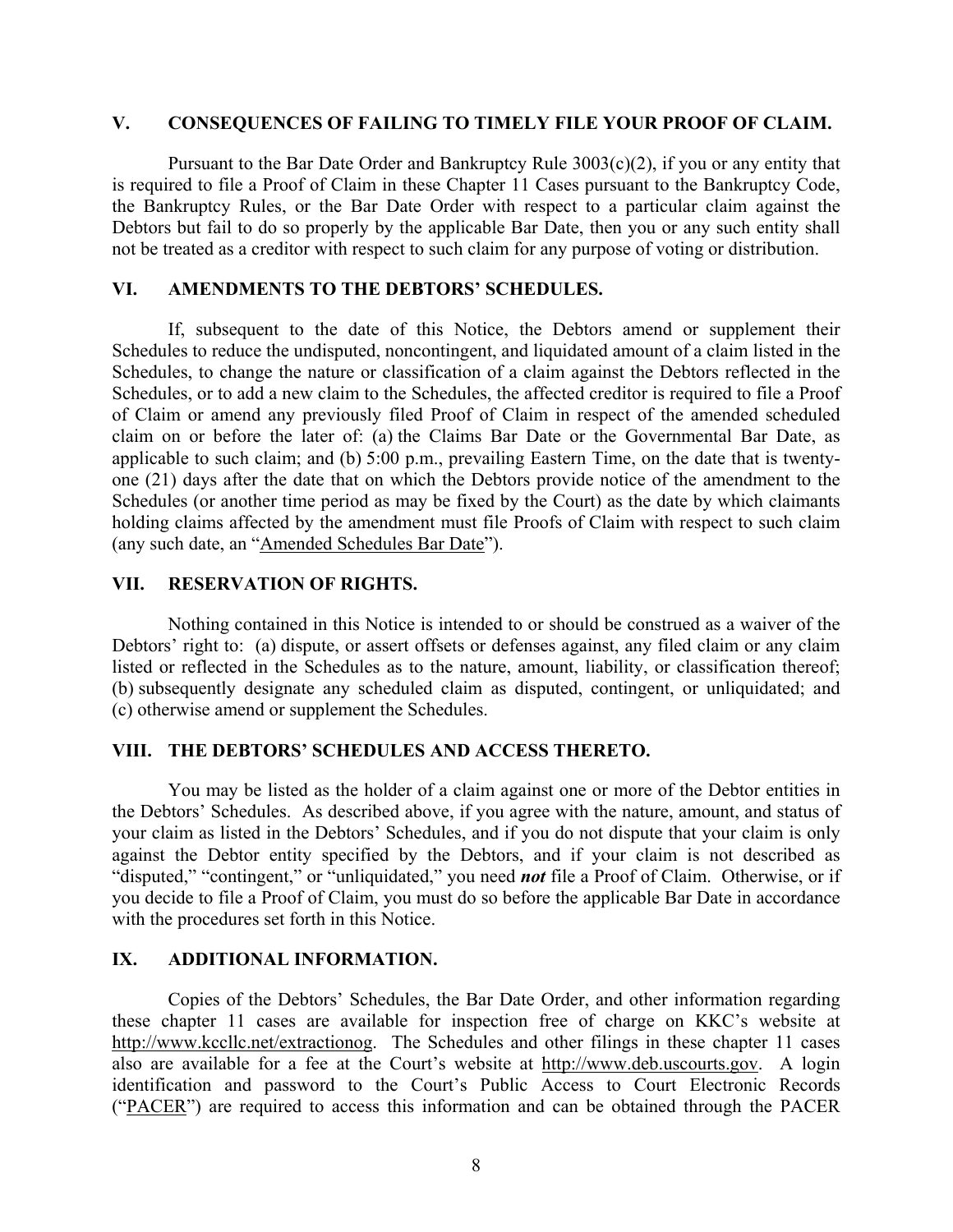## V. CONSEQUENCES OF FAILING TO TIMELY FILE YOUR PROOF OF CLAIM.

Pursuant to the Bar Date Order and Bankruptcy Rule 3003(c)(2), if you or any entity that is required to file a Proof of Claim in these Chapter 11 Cases pursuant to the Bankruptcy Code, the Bankruptcy Rules, or the Bar Date Order with respect to a particular claim against the Debtors but fail to do so properly by the applicable Bar Date, then you or any such entity shall not be treated as a creditor with respect to such claim for any purpose of voting or distribution.

## VI. AMENDMENTS TO THE DEBTORS' SCHEDULES.

If, subsequent to the date of this Notice, the Debtors amend or supplement their Schedules to reduce the undisputed, noncontingent, and liquidated amount of a claim listed in the Schedules, to change the nature or classification of a claim against the Debtors reflected in the Schedules, or to add a new claim to the Schedules, the affected creditor is required to file a Proof of Claim or amend any previously filed Proof of Claim in respect of the amended scheduled claim on or before the later of: (a) the Claims Bar Date or the Governmental Bar Date, as applicable to such claim; and (b) 5:00 p.m., prevailing Eastern Time, on the date that is twenty-one (21) days after the date that on which the Debtors provide notice of the amendment to the Schedules (or another time period as may be fixed by the Court) as the date by which claimants holding claims affected by the amendment must file Proofs of Claim with respect to such claim (any such date, an "Amended Schedules Bar Date").

## VII. RESERVATION OF RIGHTS.

Nothing contained in this Notice is intended to or should be construed as a waiver of the Debtors' right to: (a) dispute, or assert offsets or defenses against, any filed claim or any claim listed or reflected in the Schedules as to the nature, amount, liability, or classification thereof; (b) subsequently designate any scheduled claim as disputed, contingent, or unliquidated; and (c) otherwise amend or supplement the Schedules.

## VIII. THE DEBTORS' SCHEDULES AND ACCESS THERETO.

You may be listed as the holder of a claim against one or more of the Debtor entities in the Debtors' Schedules. As described above, if you agree with the nature, amount, and status of your claim as listed in the Debtors' Schedules, and if you do not dispute that your claim is only against the Debtor entity specified by the Debtors, and if your claim is not described as "disputed," "contingent," or "unliquidated," you need ***not*** file a Proof of Claim. Otherwise, or if you decide to file a Proof of Claim, you must do so before the applicable Bar Date in accordance with the procedures set forth in this Notice.

## IX. ADDITIONAL INFORMATION.

Copies of the Debtors' Schedules, the Bar Date Order, and other information regarding these chapter 11 cases are available for inspection free of charge on KKC's website at http://www.kccllc.net/extractionog. The Schedules and other filings in these chapter 11 cases also are available for a fee at the Court's website at http://www.deb.uscourts.gov. A login identification and password to the Court's Public Access to Court Electronic Records ("PACER") are required to access this information and can be obtained through the PACER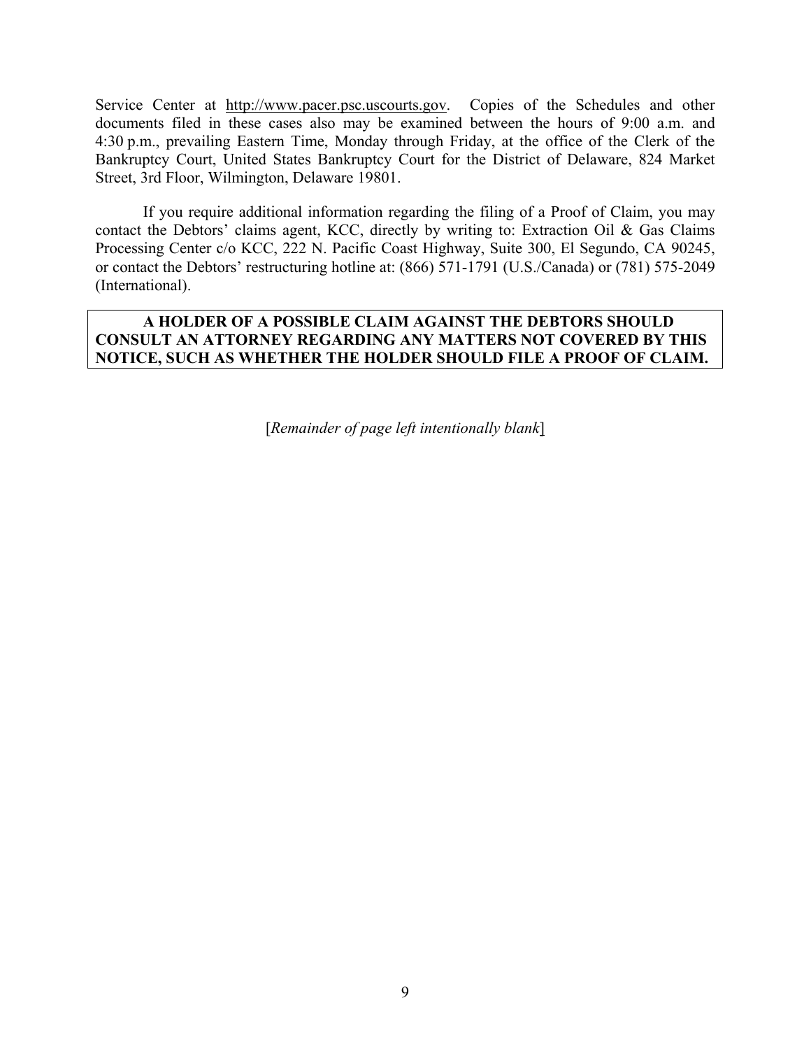Service Center at http://www.pacer.psc.uscourts.gov. Copies of the Schedules and other documents filed in these cases also may be examined between the hours of 9:00 a.m. and 4:30 p.m., prevailing Eastern Time, Monday through Friday, at the office of the Clerk of the Bankruptcy Court, United States Bankruptcy Court for the District of Delaware, 824 Market Street, 3rd Floor, Wilmington, Delaware 19801.

If you require additional information regarding the filing of a Proof of Claim, you may contact the Debtors' claims agent, KCC, directly by writing to: Extraction Oil & Gas Claims Processing Center c/o KCC, 222 N. Pacific Coast Highway, Suite 300, El Segundo, CA 90245, or contact the Debtors' restructuring hotline at: (866) 571-1791 (U.S./Canada) or (781) 575-2049 (International).

**A HOLDER OF A POSSIBLE CLAIM AGAINST THE DEBTORS SHOULD CONSULT AN ATTORNEY REGARDING ANY MATTERS NOT COVERED BY THIS NOTICE, SUCH AS WHETHER THE HOLDER SHOULD FILE A PROOF OF CLAIM.**

[*Remainder of page left intentionally blank*]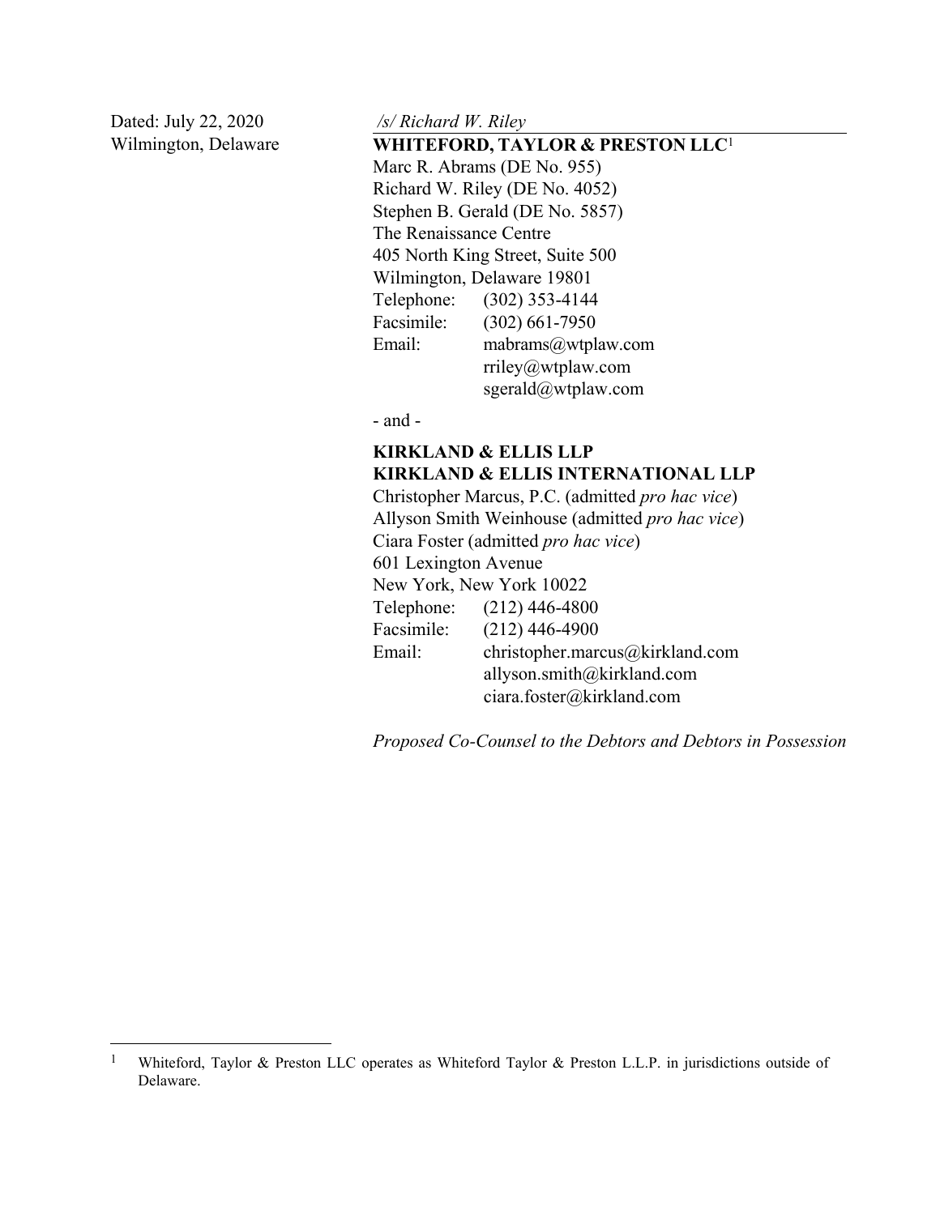Dated: July 22, 2020
Wilmington, Delaware

*/s/ Richard W. Riley*

**WHITEFORD, TAYLOR & PRESTON LLC**[1]
Marc R. Abrams (DE No. 955)
Richard W. Riley (DE No. 4052)
Stephen B. Gerald (DE No. 5857)
The Renaissance Centre
405 North King Street, Suite 500
Wilmington, Delaware 19801
Telephone: (302) 353-4144
Facsimile: (302) 661-7950
Email: mabrams@wtplaw.com
rriley@wtplaw.com
sgerald@wtplaw.com

\- and -

**KIRKLAND & ELLIS LLP**
**KIRKLAND & ELLIS INTERNATIONAL LLP**
Christopher Marcus, P.C. (admitted *pro hac vice*)
Allyson Smith Weinhouse (admitted *pro hac vice*)
Ciara Foster (admitted *pro hac vice*)
601 Lexington Avenue
New York, New York 10022
Telephone: (212) 446-4800
Facsimile: (212) 446-4900
Email: christopher.marcus@kirkland.com
allyson.smith@kirkland.com
ciara.foster@kirkland.com

*Proposed Co-Counsel to the Debtors and Debtors in Possession*

---

[1] Whiteford, Taylor & Preston LLC operates as Whiteford Taylor & Preston L.L.P. in jurisdictions outside of Delaware.